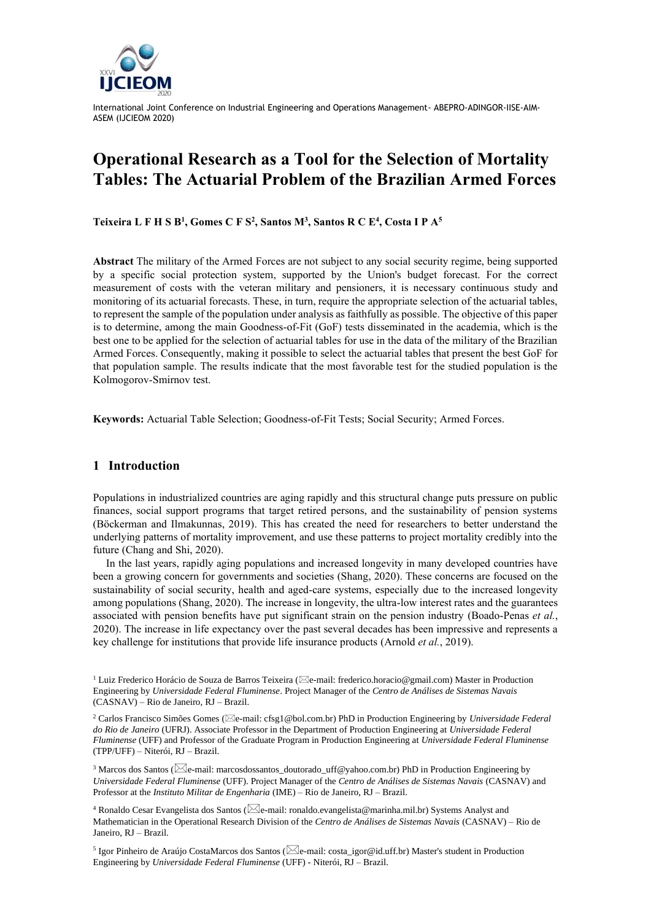# Operational Research as a Tool for the Selection of Mortality Tables: The Actuarial Problem of the Brazilian Armed Forces

**Teixeira L F H S B[1], Gomes C F S[2], Santos M[3], Santos R C E[4], Costa I P A[5]**

**Abstract** The military of the Armed Forces are not subject to any social security regime, being supported by a specific social protection system, supported by the Union's budget forecast. For the correct measurement of costs with the veteran military and pensioners, it is necessary continuous study and monitoring of its actuarial forecasts. These, in turn, require the appropriate selection of the actuarial tables, to represent the sample of the population under analysis as faithfully as possible. The objective of this paper is to determine, among the main Goodness-of-Fit (GoF) tests disseminated in the academia, which is the best one to be applied for the selection of actuarial tables for use in the data of the military of the Brazilian Armed Forces. Consequently, making it possible to select the actuarial tables that present the best GoF for that population sample. The results indicate that the most favorable test for the studied population is the Kolmogorov-Smirnov test.

**Keywords:** Actuarial Table Selection; Goodness-of-Fit Tests; Social Security; Armed Forces.

## 1 Introduction

Populations in industrialized countries are aging rapidly and this structural change puts pressure on public finances, social support programs that target retired persons, and the sustainability of pension systems (Böckerman and Ilmakunnas, 2019). This has created the need for researchers to better understand the underlying patterns of mortality improvement, and use these patterns to project mortality credibly into the future (Chang and Shi, 2020).

In the last years, rapidly aging populations and increased longevity in many developed countries have been a growing concern for governments and societies (Shang, 2020). These concerns are focused on the sustainability of social security, health and aged-care systems, especially due to the increased longevity among populations (Shang, 2020). The increase in longevity, the ultra-low interest rates and the guarantees associated with pension benefits have put significant strain on the pension industry (Boado-Penas *et al.*, 2020). The increase in life expectancy over the past several decades has been impressive and represents a key challenge for institutions that provide life insurance products (Arnold *et al.*, 2019).

---

[1] Luiz Frederico Horácio de Souza de Barros Teixeira (✉e-mail: frederico.horacio@gmail.com) Master in Production Engineering by *Universidade Federal Fluminense*. Project Manager of the *Centro de Análises de Sistemas Navais* (CASNAV) – Rio de Janeiro, RJ – Brazil.

[2] Carlos Francisco Simões Gomes (✉e-mail: cfsg1@bol.com.br) PhD in Production Engineering by *Universidade Federal do Rio de Janeiro* (UFRJ). Associate Professor in the Department of Production Engineering at *Universidade Federal Fluminense* (UFF) and Professor of the Graduate Program in Production Engineering at *Universidade Federal Fluminense* (TPP/UFF) – Niterói, RJ – Brazil.

[3] Marcos dos Santos (✉e-mail: marcosdossantos_doutorado_uff@yahoo.com.br) PhD in Production Engineering by *Universidade Federal Fluminense* (UFF). Project Manager of the *Centro de Análises de Sistemas Navais* (CASNAV) and Professor at the *Instituto Militar de Engenharia* (IME) – Rio de Janeiro, RJ – Brazil.

[4] Ronaldo Cesar Evangelista dos Santos (✉e-mail: ronaldo.evangelista@marinha.mil.br) Systems Analyst and Mathematician in the Operational Research Division of the *Centro de Análises de Sistemas Navais* (CASNAV) – Rio de Janeiro, RJ – Brazil.

[5] Igor Pinheiro de Araújo CostaMarcos dos Santos (✉e-mail: costa_igor@id.uff.br) Master's student in Production Engineering by *Universidade Federal Fluminense* (UFF) - Niterói, RJ – Brazil.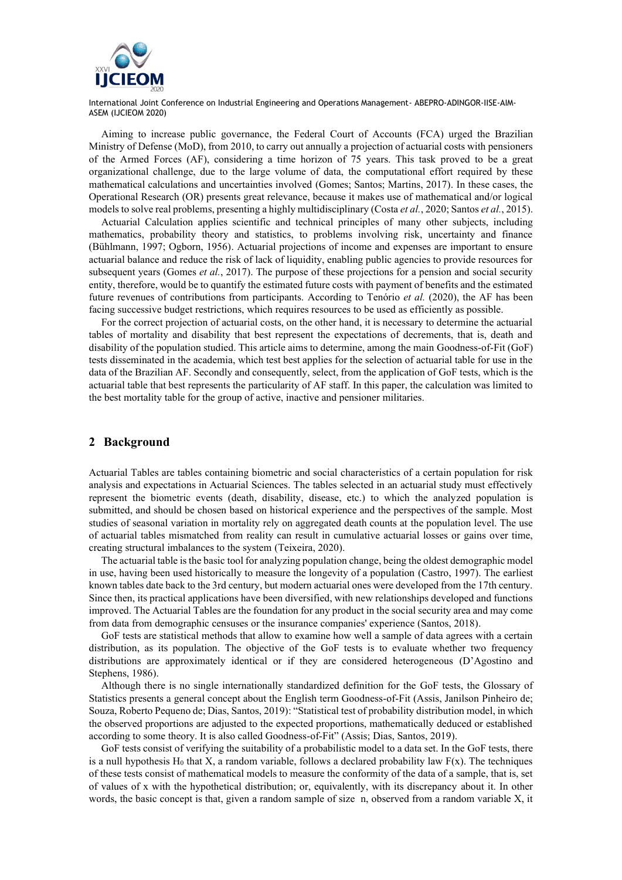Aiming to increase public governance, the Federal Court of Accounts (FCA) urged the Brazilian Ministry of Defense (MoD), from 2010, to carry out annually a projection of actuarial costs with pensioners of the Armed Forces (AF), considering a time horizon of 75 years. This task proved to be a great organizational challenge, due to the large volume of data, the computational effort required by these mathematical calculations and uncertainties involved (Gomes; Santos; Martins, 2017). In these cases, the Operational Research (OR) presents great relevance, because it makes use of mathematical and/or logical models to solve real problems, presenting a highly multidisciplinary (Costa *et al.*, 2020; Santos *et al.*, 2015).

Actuarial Calculation applies scientific and technical principles of many other subjects, including mathematics, probability theory and statistics, to problems involving risk, uncertainty and finance (Bühlmann, 1997; Ogborn, 1956). Actuarial projections of income and expenses are important to ensure actuarial balance and reduce the risk of lack of liquidity, enabling public agencies to provide resources for subsequent years (Gomes *et al.*, 2017). The purpose of these projections for a pension and social security entity, therefore, would be to quantify the estimated future costs with payment of benefits and the estimated future revenues of contributions from participants. According to Tenório *et al.* (2020), the AF has been facing successive budget restrictions, which requires resources to be used as efficiently as possible.

For the correct projection of actuarial costs, on the other hand, it is necessary to determine the actuarial tables of mortality and disability that best represent the expectations of decrements, that is, death and disability of the population studied. This article aims to determine, among the main Goodness-of-Fit (GoF) tests disseminated in the academia, which test best applies for the selection of actuarial table for use in the data of the Brazilian AF. Secondly and consequently, select, from the application of GoF tests, which is the actuarial table that best represents the particularity of AF staff. In this paper, the calculation was limited to the best mortality table for the group of active, inactive and pensioner militaries.

## 2 Background

Actuarial Tables are tables containing biometric and social characteristics of a certain population for risk analysis and expectations in Actuarial Sciences. The tables selected in an actuarial study must effectively represent the biometric events (death, disability, disease, etc.) to which the analyzed population is submitted, and should be chosen based on historical experience and the perspectives of the sample. Most studies of seasonal variation in mortality rely on aggregated death counts at the population level. The use of actuarial tables mismatched from reality can result in cumulative actuarial losses or gains over time, creating structural imbalances to the system (Teixeira, 2020).

The actuarial table is the basic tool for analyzing population change, being the oldest demographic model in use, having been used historically to measure the longevity of a population (Castro, 1997). The earliest known tables date back to the 3rd century, but modern actuarial ones were developed from the 17th century. Since then, its practical applications have been diversified, with new relationships developed and functions improved. The Actuarial Tables are the foundation for any product in the social security area and may come from data from demographic censuses or the insurance companies' experience (Santos, 2018).

GoF tests are statistical methods that allow to examine how well a sample of data agrees with a certain distribution, as its population. The objective of the GoF tests is to evaluate whether two frequency distributions are approximately identical or if they are considered heterogeneous (D'Agostino and Stephens, 1986).

Although there is no single internationally standardized definition for the GoF tests, the Glossary of Statistics presents a general concept about the English term Goodness-of-Fit (Assis, Janilson Pinheiro de; Souza, Roberto Pequeno de; Dias, Santos, 2019): "Statistical test of probability distribution model, in which the observed proportions are adjusted to the expected proportions, mathematically deduced or established according to some theory. It is also called Goodness-of-Fit" (Assis; Dias, Santos, 2019).

GoF tests consist of verifying the suitability of a probabilistic model to a data set. In the GoF tests, there is a null hypothesis $H_0$ that X, a random variable, follows a declared probability law $F(x)$. The techniques of these tests consist of mathematical models to measure the conformity of the data of a sample, that is, set of values of x with the hypothetical distribution; or, equivalently, with its discrepancy about it. In other words, the basic concept is that, given a random sample of size n, observed from a random variable X, it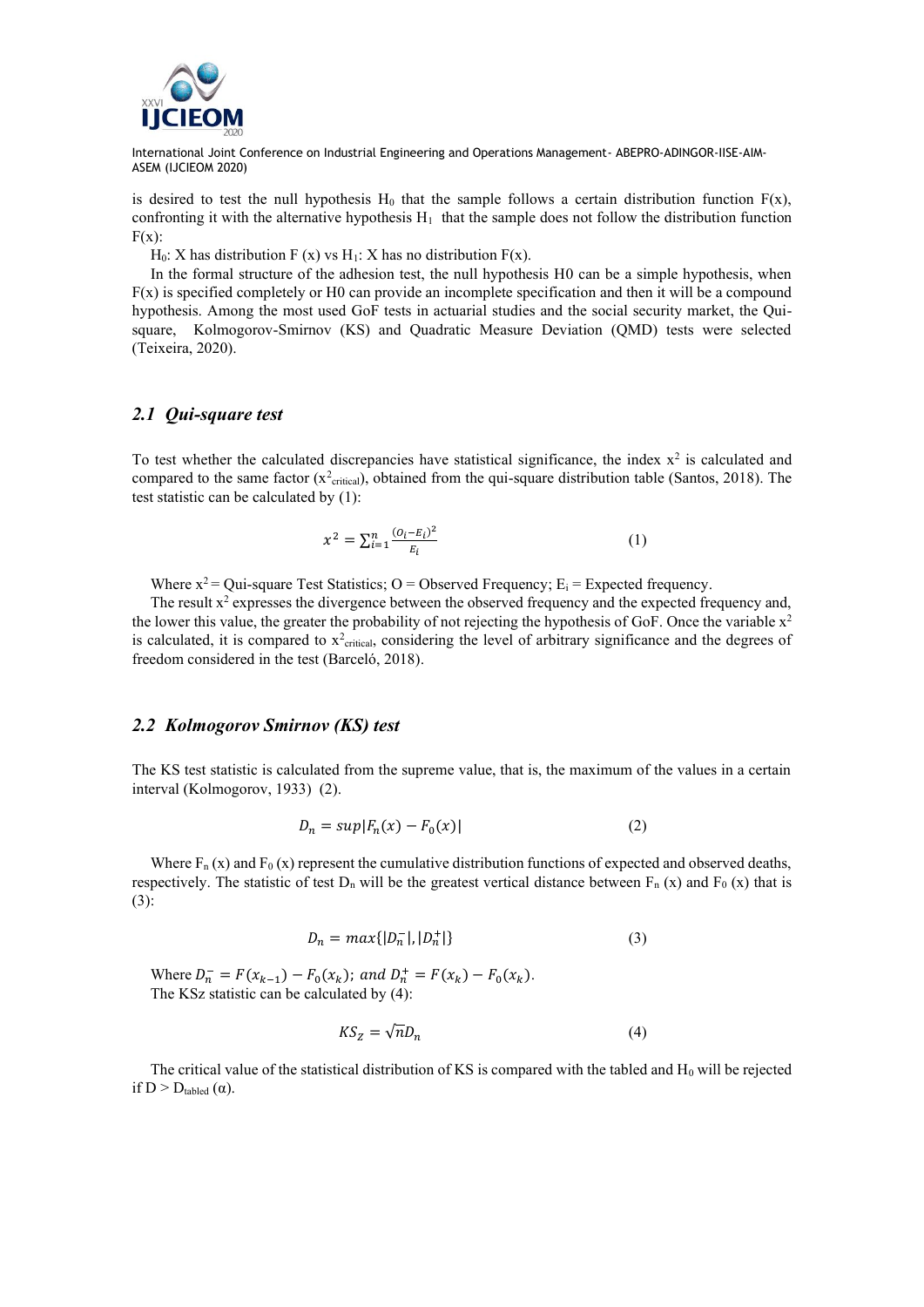is desired to test the null hypothesis $H_0$ that the sample follows a certain distribution function F(x), confronting it with the alternative hypothesis $H_1$ that the sample does not follow the distribution function F(x):

$H_0$: X has distribution F (x) vs $H_1$: X has no distribution F(x).

In the formal structure of the adhesion test, the null hypothesis H0 can be a simple hypothesis, when F(x) is specified completely or H0 can provide an incomplete specification and then it will be a compound hypothesis. Among the most used GoF tests in actuarial studies and the social security market, the Qui-square, Kolmogorov-Smirnov (KS) and Quadratic Measure Deviation (QMD) tests were selected (Teixeira, 2020).

## *2.1 Qui-square test*

To test whether the calculated discrepancies have statistical significance, the index $x^2$ is calculated and compared to the same factor ($x^2_{critical}$), obtained from the qui-square distribution table (Santos, 2018). The test statistic can be calculated by (1):

$$x^2 = \sum_{i=1}^{n} \frac{(O_i - E_i)^2}{E_i} \tag{1}$$

Where $x^2$ = Qui-square Test Statistics; O = Observed Frequency; $E_i$ = Expected frequency.

The result $x^2$ expresses the divergence between the observed frequency and the expected frequency and, the lower this value, the greater the probability of not rejecting the hypothesis of GoF. Once the variable $x^2$ is calculated, it is compared to $x^2_{critical}$, considering the level of arbitrary significance and the degrees of freedom considered in the test (Barceló, 2018).

## *2.2 Kolmogorov Smirnov (KS) test*

The KS test statistic is calculated from the supreme value, that is, the maximum of the values in a certain interval (Kolmogorov, 1933) (2).

$$D_n = sup|F_n(x) - F_0(x)| \tag{2}$$

Where $F_n$ (x) and $F_0$ (x) represent the cumulative distribution functions of expected and observed deaths, respectively. The statistic of test $D_n$ will be the greatest vertical distance between $F_n$ (x) and $F_0$ (x) that is (3):

$$D_n = max\{|D_n^-|, |D_n^+|\} \tag{3}$$

Where $D_n^- = F(x_{k-1}) - F_0(x_k);\ and\ D_n^+ = F(x_k) - F_0(x_k)$.

The KSz statistic can be calculated by (4):

$$KS_Z = \sqrt{n} D_n \tag{4}$$

The critical value of the statistical distribution of KS is compared with the tabled and $H_0$ will be rejected if $D > D_{tabled}$ ($\alpha$).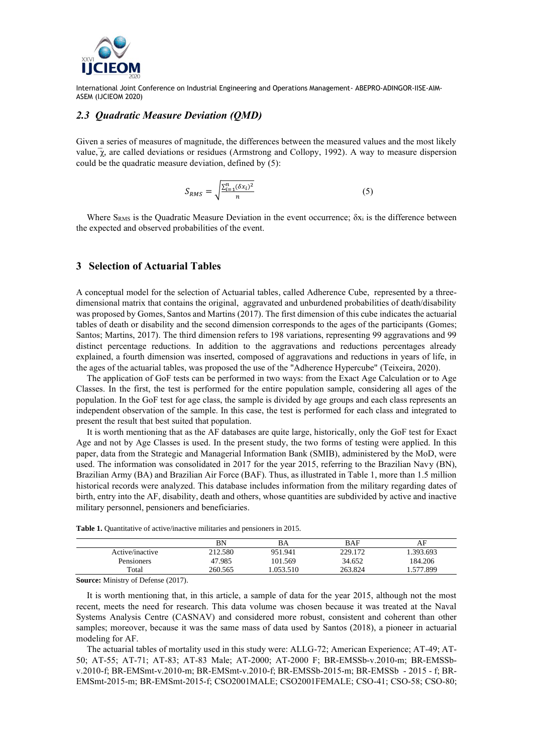### *2.3 Quadratic Measure Deviation (QMD)*

Given a series of measures of magnitude, the differences between the measured values and the most likely value, $\bar{\chi}$, are called deviations or residues (Armstrong and Collopy, 1992). A way to measure dispersion could be the quadratic measure deviation, defined by (5):

$$S_{RMS} = \sqrt{\frac{\sum_{i=1}^{n}(\delta x_i)^2}{n}} \quad (5)$$

Where $S_{RMS}$ is the Quadratic Measure Deviation in the event occurrence; $\delta x_i$ is the difference between the expected and observed probabilities of the event.

## 3 Selection of Actuarial Tables

A conceptual model for the selection of Actuarial tables, called Adherence Cube, represented by a three-dimensional matrix that contains the original, aggravated and unburdened probabilities of death/disability was proposed by Gomes, Santos and Martins (2017). The first dimension of this cube indicates the actuarial tables of death or disability and the second dimension corresponds to the ages of the participants (Gomes; Santos; Martins, 2017). The third dimension refers to 198 variations, representing 99 aggravations and 99 distinct percentage reductions. In addition to the aggravations and reductions percentages already explained, a fourth dimension was inserted, composed of aggravations and reductions in years of life, in the ages of the actuarial tables, was proposed the use of the "Adherence Hypercube" (Teixeira, 2020).

The application of GoF tests can be performed in two ways: from the Exact Age Calculation or to Age Classes. In the first, the test is performed for the entire population sample, considering all ages of the population. In the GoF test for age class, the sample is divided by age groups and each class represents an independent observation of the sample. In this case, the test is performed for each class and integrated to present the result that best suited that population.

It is worth mentioning that as the AF databases are quite large, historically, only the GoF test for Exact Age and not by Age Classes is used. In the present study, the two forms of testing were applied. In this paper, data from the Strategic and Managerial Information Bank (SMIB), administered by the MoD, were used. The information was consolidated in 2017 for the year 2015, referring to the Brazilian Navy (BN), Brazilian Army (BA) and Brazilian Air Force (BAF). Thus, as illustrated in Table 1, more than 1.5 million historical records were analyzed. This database includes information from the military regarding dates of birth, entry into the AF, disability, death and others, whose quantities are subdivided by active and inactive military personnel, pensioners and beneficiaries.

**Table 1.** Quantitative of active/inactive militaries and pensioners in 2015.

| | BN | BA | BAF | AF |
|---|---|---|---|---|
| Active/inactive | 212.580 | 951.941 | 229.172 | 1.393.693 |
| Pensioners | 47.985 | 101.569 | 34.652 | 184.206 |
| Total | 260.565 | 1.053.510 | 263.824 | 1.577.899 |

**Source:** Ministry of Defense (2017).

It is worth mentioning that, in this article, a sample of data for the year 2015, although not the most recent, meets the need for research. This data volume was chosen because it was treated at the Naval Systems Analysis Centre (CASNAV) and considered more robust, consistent and coherent than other samples; moreover, because it was the same mass of data used by Santos (2018), a pioneer in actuarial modeling for AF.

The actuarial tables of mortality used in this study were: ALLG-72; American Experience; AT-49; AT-50; AT-55; AT-71; AT-83; AT-83 Male; AT-2000; AT-2000 F; BR-EMSSb-v.2010-m; BR-EMSSb-v.2010-f; BR-EMSmt-v.2010-m; BR-EMSmt-v.2010-f; BR-EMSSb-2015-m; BR-EMSSb - 2015 - f; BR-EMSmt-2015-m; BR-EMSmt-2015-f; CSO2001MALE; CSO2001FEMALE; CSO-41; CSO-58; CSO-80;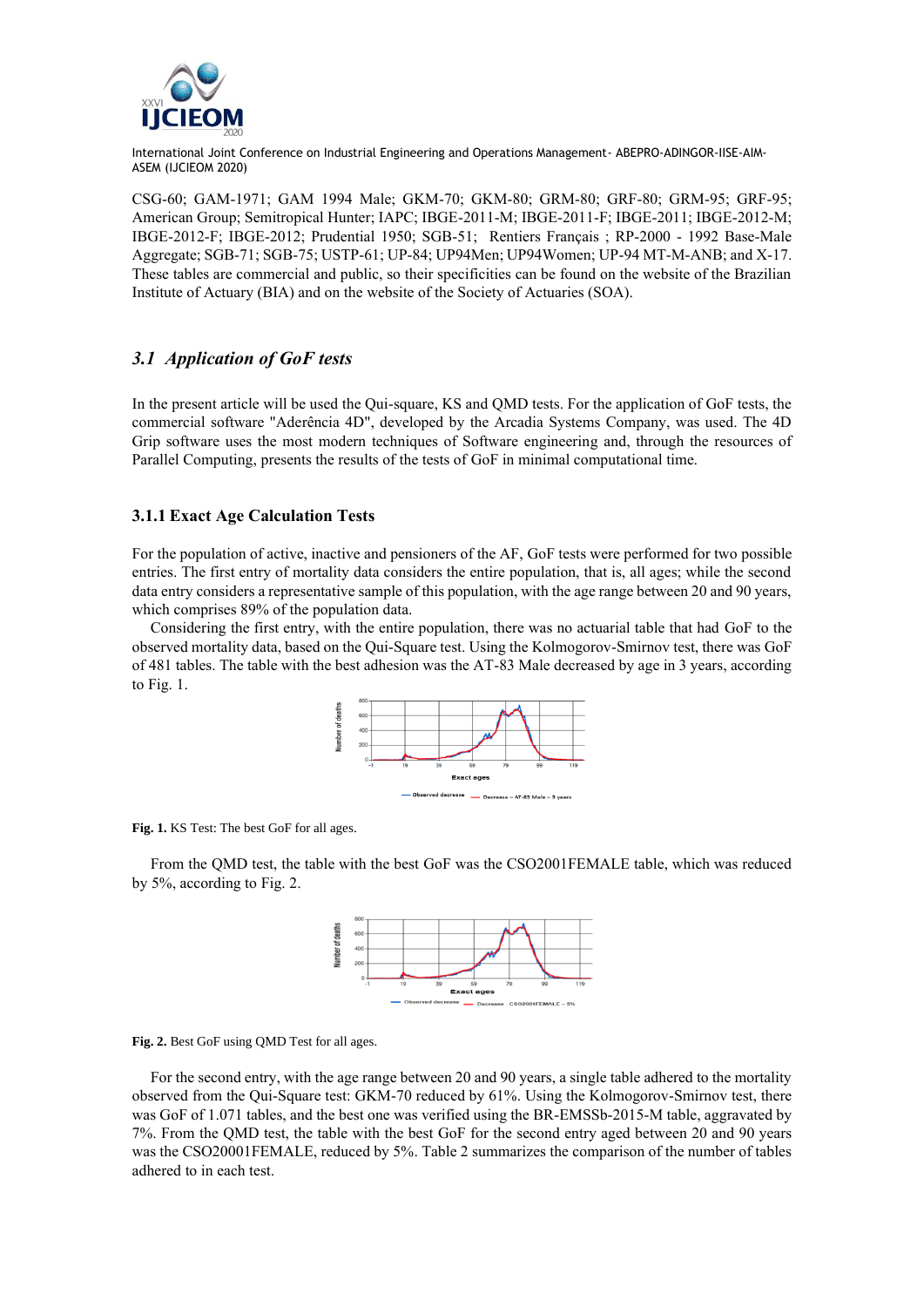CSG-60; GAM-1971; GAM 1994 Male; GKM-70; GKM-80; GRM-80; GRF-80; GRM-95; GRF-95; American Group; Semitropical Hunter; IAPC; IBGE-2011-M; IBGE-2011-F; IBGE-2011; IBGE-2012-M; IBGE-2012-F; IBGE-2012; Prudential 1950; SGB-51; Rentiers Français ; RP-2000 - 1992 Base-Male Aggregate; SGB-71; SGB-75; USTP-61; UP-84; UP94Men; UP94Women; UP-94 MT-M-ANB; and X-17. These tables are commercial and public, so their specificities can be found on the website of the Brazilian Institute of Actuary (BIA) and on the website of the Society of Actuaries (SOA).

## *3.1 Application of GoF tests*

In the present article will be used the Qui-square, KS and QMD tests. For the application of GoF tests, the commercial software "Aderência 4D", developed by the Arcadia Systems Company, was used. The 4D Grip software uses the most modern techniques of Software engineering and, through the resources of Parallel Computing, presents the results of the tests of GoF in minimal computational time.

### 3.1.1 Exact Age Calculation Tests

For the population of active, inactive and pensioners of the AF, GoF tests were performed for two possible entries. The first entry of mortality data considers the entire population, that is, all ages; while the second data entry considers a representative sample of this population, with the age range between 20 and 90 years, which comprises 89% of the population data.

Considering the first entry, with the entire population, there was no actuarial table that had GoF to the observed mortality data, based on the Qui-Square test. Using the Kolmogorov-Smirnov test, there was GoF of 481 tables. The table with the best adhesion was the AT-83 Male decreased by age in 3 years, according to Fig. 1.

**Fig. 1.** KS Test: The best GoF for all ages.

From the QMD test, the table with the best GoF was the CSO2001FEMALE table, which was reduced by 5%, according to Fig. 2.

**Fig. 2.** Best GoF using QMD Test for all ages.

For the second entry, with the age range between 20 and 90 years, a single table adhered to the mortality observed from the Qui-Square test: GKM-70 reduced by 61%. Using the Kolmogorov-Smirnov test, there was GoF of 1.071 tables, and the best one was verified using the BR-EMSSb-2015-M table, aggravated by 7%. From the QMD test, the table with the best GoF for the second entry aged between 20 and 90 years was the CSO20001FEMALE, reduced by 5%. Table 2 summarizes the comparison of the number of tables adhered to in each test.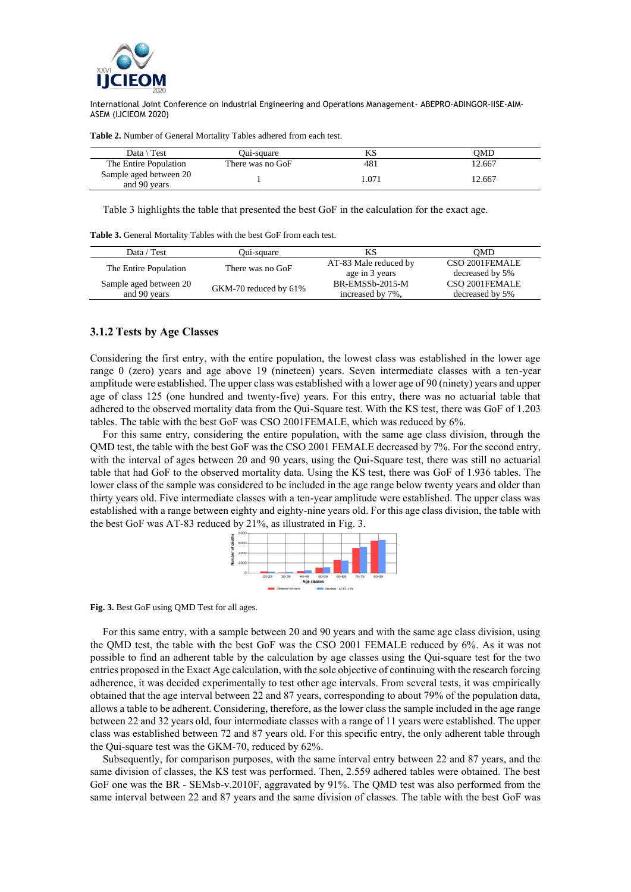**Table 2.** Number of General Mortality Tables adhered from each test.

| Data \ Test | Qui-square | KS | QMD |
|---|---|---|---|
| The Entire Population | There was no GoF | 481 | 12.667 |
| Sample aged between 20 and 90 years | 1 | 1.071 | 12.667 |

Table 3 highlights the table that presented the best GoF in the calculation for the exact age.

**Table 3.** General Mortality Tables with the best GoF from each test.

| Data / Test | Qui-square | KS | QMD |
|---|---|---|---|
| The Entire Population | There was no GoF | AT-83 Male reduced by age in 3 years | CSO 2001FEMALE decreased by 5% |
| Sample aged between 20 and 90 years | GKM-70 reduced by 61% | BR-EMSSb-2015-M increased by 7%, | CSO 2001FEMALE decreased by 5% |

### 3.1.2 Tests by Age Classes

Considering the first entry, with the entire population, the lowest class was established in the lower age range 0 (zero) years and age above 19 (nineteen) years. Seven intermediate classes with a ten-year amplitude were established. The upper class was established with a lower age of 90 (ninety) years and upper age of class 125 (one hundred and twenty-five) years. For this entry, there was no actuarial table that adhered to the observed mortality data from the Qui-Square test. With the KS test, there was GoF of 1.203 tables. The table with the best GoF was CSO 2001FEMALE, which was reduced by 6%.

For this same entry, considering the entire population, with the same age class division, through the QMD test, the table with the best GoF was the CSO 2001 FEMALE decreased by 7%. For the second entry, with the interval of ages between 20 and 90 years, using the Qui-Square test, there was still no actuarial table that had GoF to the observed mortality data. Using the KS test, there was GoF of 1.936 tables. The lower class of the sample was considered to be included in the age range below twenty years and older than thirty years old. Five intermediate classes with a ten-year amplitude were established. The upper class was established with a range between eighty and eighty-nine years old. For this age class division, the table with the best GoF was AT-83 reduced by 21%, as illustrated in Fig. 3.

**Fig. 3.** Best GoF using QMD Test for all ages.

For this same entry, with a sample between 20 and 90 years and with the same age class division, using the QMD test, the table with the best GoF was the CSO 2001 FEMALE reduced by 6%. As it was not possible to find an adherent table by the calculation by age classes using the Qui-square test for the two entries proposed in the Exact Age calculation, with the sole objective of continuing with the research forcing adherence, it was decided experimentally to test other age intervals. From several tests, it was empirically obtained that the age interval between 22 and 87 years, corresponding to about 79% of the population data, allows a table to be adherent. Considering, therefore, as the lower class the sample included in the age range between 22 and 32 years old, four intermediate classes with a range of 11 years were established. The upper class was established between 72 and 87 years old. For this specific entry, the only adherent table through the Qui-square test was the GKM-70, reduced by 62%.

Subsequently, for comparison purposes, with the same interval entry between 22 and 87 years, and the same division of classes, the KS test was performed. Then, 2.559 adhered tables were obtained. The best GoF one was the BR - SEMsb-v.2010F, aggravated by 91%. The QMD test was also performed from the same interval between 22 and 87 years and the same division of classes. The table with the best GoF was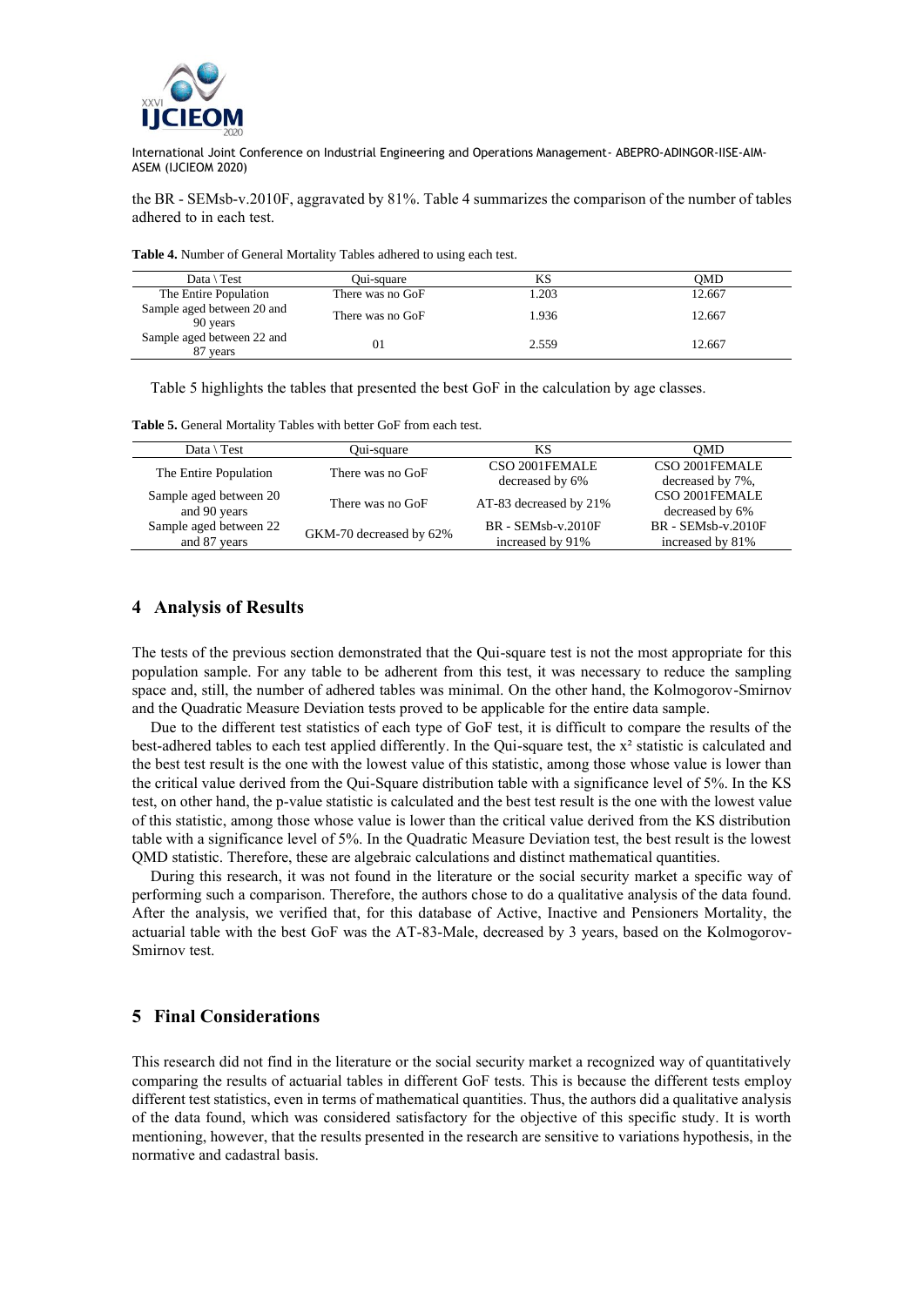the BR - SEMsb-v.2010F, aggravated by 81%. Table 4 summarizes the comparison of the number of tables adhered to in each test.

**Table 4.** Number of General Mortality Tables adhered to using each test.

| Data \ Test | Qui-square | KS | QMD |
|---|---|---|---|
| The Entire Population | There was no GoF | 1.203 | 12.667 |
| Sample aged between 20 and 90 years | There was no GoF | 1.936 | 12.667 |
| Sample aged between 22 and 87 years | 01 | 2.559 | 12.667 |

Table 5 highlights the tables that presented the best GoF in the calculation by age classes.

**Table 5.** General Mortality Tables with better GoF from each test.

| Data \ Test | Qui-square | KS | QMD |
|---|---|---|---|
| The Entire Population | There was no GoF | CSO 2001FEMALE decreased by 6% | CSO 2001FEMALE decreased by 7%, |
| Sample aged between 20 and 90 years | There was no GoF | AT-83 decreased by 21% | CSO 2001FEMALE decreased by 6% |
| Sample aged between 22 and 87 years | GKM-70 decreased by 62% | BR - SEMsb-v.2010F increased by 91% | BR - SEMsb-v.2010F increased by 81% |

## 4 Analysis of Results

The tests of the previous section demonstrated that the Qui-square test is not the most appropriate for this population sample. For any table to be adherent from this test, it was necessary to reduce the sampling space and, still, the number of adhered tables was minimal. On the other hand, the Kolmogorov-Smirnov and the Quadratic Measure Deviation tests proved to be applicable for the entire data sample.

Due to the different test statistics of each type of GoF test, it is difficult to compare the results of the best-adhered tables to each test applied differently. In the Qui-square test, the $x^2$ statistic is calculated and the best test result is the one with the lowest value of this statistic, among those whose value is lower than the critical value derived from the Qui-Square distribution table with a significance level of 5%. In the KS test, on other hand, the p-value statistic is calculated and the best test result is the one with the lowest value of this statistic, among those whose value is lower than the critical value derived from the KS distribution table with a significance level of 5%. In the Quadratic Measure Deviation test, the best result is the lowest QMD statistic. Therefore, these are algebraic calculations and distinct mathematical quantities.

During this research, it was not found in the literature or the social security market a specific way of performing such a comparison. Therefore, the authors chose to do a qualitative analysis of the data found. After the analysis, we verified that, for this database of Active, Inactive and Pensioners Mortality, the actuarial table with the best GoF was the AT-83-Male, decreased by 3 years, based on the Kolmogorov-Smirnov test.

## 5 Final Considerations

This research did not find in the literature or the social security market a recognized way of quantitatively comparing the results of actuarial tables in different GoF tests. This is because the different tests employ different test statistics, even in terms of mathematical quantities. Thus, the authors did a qualitative analysis of the data found, which was considered satisfactory for the objective of this specific study. It is worth mentioning, however, that the results presented in the research are sensitive to variations hypothesis, in the normative and cadastral basis.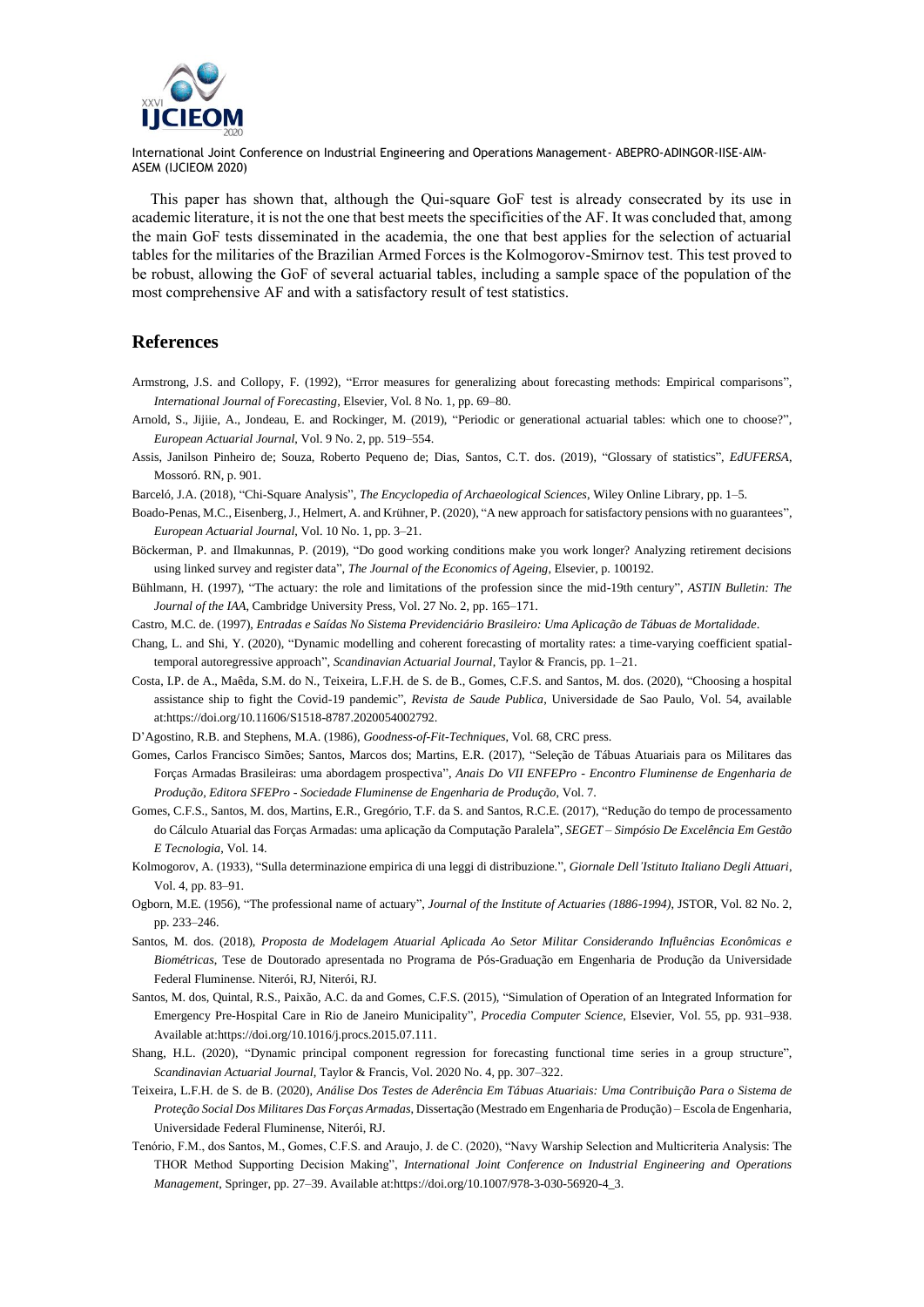This paper has shown that, although the Qui-square GoF test is already consecrated by its use in academic literature, it is not the one that best meets the specificities of the AF. It was concluded that, among the main GoF tests disseminated in the academia, the one that best applies for the selection of actuarial tables for the militaries of the Brazilian Armed Forces is the Kolmogorov-Smirnov test. This test proved to be robust, allowing the GoF of several actuarial tables, including a sample space of the population of the most comprehensive AF and with a satisfactory result of test statistics.

## References

Armstrong, J.S. and Collopy, F. (1992), "Error measures for generalizing about forecasting methods: Empirical comparisons", *International Journal of Forecasting*, Elsevier, Vol. 8 No. 1, pp. 69–80.

Arnold, S., Jijiie, A., Jondeau, E. and Rockinger, M. (2019), "Periodic or generational actuarial tables: which one to choose?", *European Actuarial Journal*, Vol. 9 No. 2, pp. 519–554.

Assis, Janilson Pinheiro de; Souza, Roberto Pequeno de; Dias, Santos, C.T. dos. (2019), "Glossary of statistics", *EdUFERSA*, Mossoró. RN, p. 901.

Barceló, J.A. (2018), "Chi-Square Analysis", *The Encyclopedia of Archaeological Sciences*, Wiley Online Library, pp. 1–5.

Boado-Penas, M.C., Eisenberg, J., Helmert, A. and Krühner, P. (2020), "A new approach for satisfactory pensions with no guarantees", *European Actuarial Journal*, Vol. 10 No. 1, pp. 3–21.

Böckerman, P. and Ilmakunnas, P. (2019), "Do good working conditions make you work longer? Analyzing retirement decisions using linked survey and register data", *The Journal of the Economics of Ageing*, Elsevier, p. 100192.

Bühlmann, H. (1997), "The actuary: the role and limitations of the profession since the mid-19th century", *ASTIN Bulletin: The Journal of the IAA*, Cambridge University Press, Vol. 27 No. 2, pp. 165–171.

Castro, M.C. de. (1997), *Entradas e Saídas No Sistema Previdenciário Brasileiro: Uma Aplicação de Tábuas de Mortalidade*.

Chang, L. and Shi, Y. (2020), "Dynamic modelling and coherent forecasting of mortality rates: a time-varying coefficient spatial-temporal autoregressive approach", *Scandinavian Actuarial Journal*, Taylor & Francis, pp. 1–21.

Costa, I.P. de A., Maêda, S.M. do N., Teixeira, L.F.H. de S. de B., Gomes, C.F.S. and Santos, M. dos. (2020), "Choosing a hospital assistance ship to fight the Covid-19 pandemic", *Revista de Saude Publica*, Universidade de Sao Paulo, Vol. 54, available at:https://doi.org/10.11606/S1518-8787.2020054002792.

D'Agostino, R.B. and Stephens, M.A. (1986), *Goodness-of-Fit-Techniques*, Vol. 68, CRC press.

Gomes, Carlos Francisco Simões; Santos, Marcos dos; Martins, E.R. (2017), "Seleção de Tábuas Atuariais para os Militares das Forças Armadas Brasileiras: uma abordagem prospectiva", *Anais Do VII ENFEPro - Encontro Fluminense de Engenharia de Produção, Editora SFEPro - Sociedade Fluminense de Engenharia de Produção*, Vol. 7.

Gomes, C.F.S., Santos, M. dos, Martins, E.R., Gregório, T.F. da S. and Santos, R.C.E. (2017), "Redução do tempo de processamento do Cálculo Atuarial das Forças Armadas: uma aplicação da Computação Paralela", *SEGET – Simpósio De Excelência Em Gestão E Tecnologia*, Vol. 14.

Kolmogorov, A. (1933), "Sulla determinazione empirica di una leggi di distribuzione.", *Giornale Dell'Istituto Italiano Degli Attuari*, Vol. 4, pp. 83–91.

Ogborn, M.E. (1956), "The professional name of actuary", *Journal of the Institute of Actuaries (1886-1994)*, JSTOR, Vol. 82 No. 2, pp. 233–246.

Santos, M. dos. (2018), *Proposta de Modelagem Atuarial Aplicada Ao Setor Militar Considerando Influências Econômicas e Biométricas*, Tese de Doutorado apresentada no Programa de Pós-Graduação em Engenharia de Produção da Universidade Federal Fluminense. Niterói, RJ, Niterói, RJ.

Santos, M. dos, Quintal, R.S., Paixão, A.C. da and Gomes, C.F.S. (2015), "Simulation of Operation of an Integrated Information for Emergency Pre-Hospital Care in Rio de Janeiro Municipality", *Procedia Computer Science*, Elsevier, Vol. 55, pp. 931–938. Available at:https://doi.org/10.1016/j.procs.2015.07.111.

Shang, H.L. (2020), "Dynamic principal component regression for forecasting functional time series in a group structure", *Scandinavian Actuarial Journal*, Taylor & Francis, Vol. 2020 No. 4, pp. 307–322.

Teixeira, L.F.H. de S. de B. (2020), *Análise Dos Testes de Aderência Em Tábuas Atuariais: Uma Contribuição Para o Sistema de Proteção Social Dos Militares Das Forças Armadas*, Dissertação (Mestrado em Engenharia de Produção) – Escola de Engenharia, Universidade Federal Fluminense, Niterói, RJ.

Tenório, F.M., dos Santos, M., Gomes, C.F.S. and Araujo, J. de C. (2020), "Navy Warship Selection and Multicriteria Analysis: The THOR Method Supporting Decision Making", *International Joint Conference on Industrial Engineering and Operations Management*, Springer, pp. 27–39. Available at:https://doi.org/10.1007/978-3-030-56920-4_3.